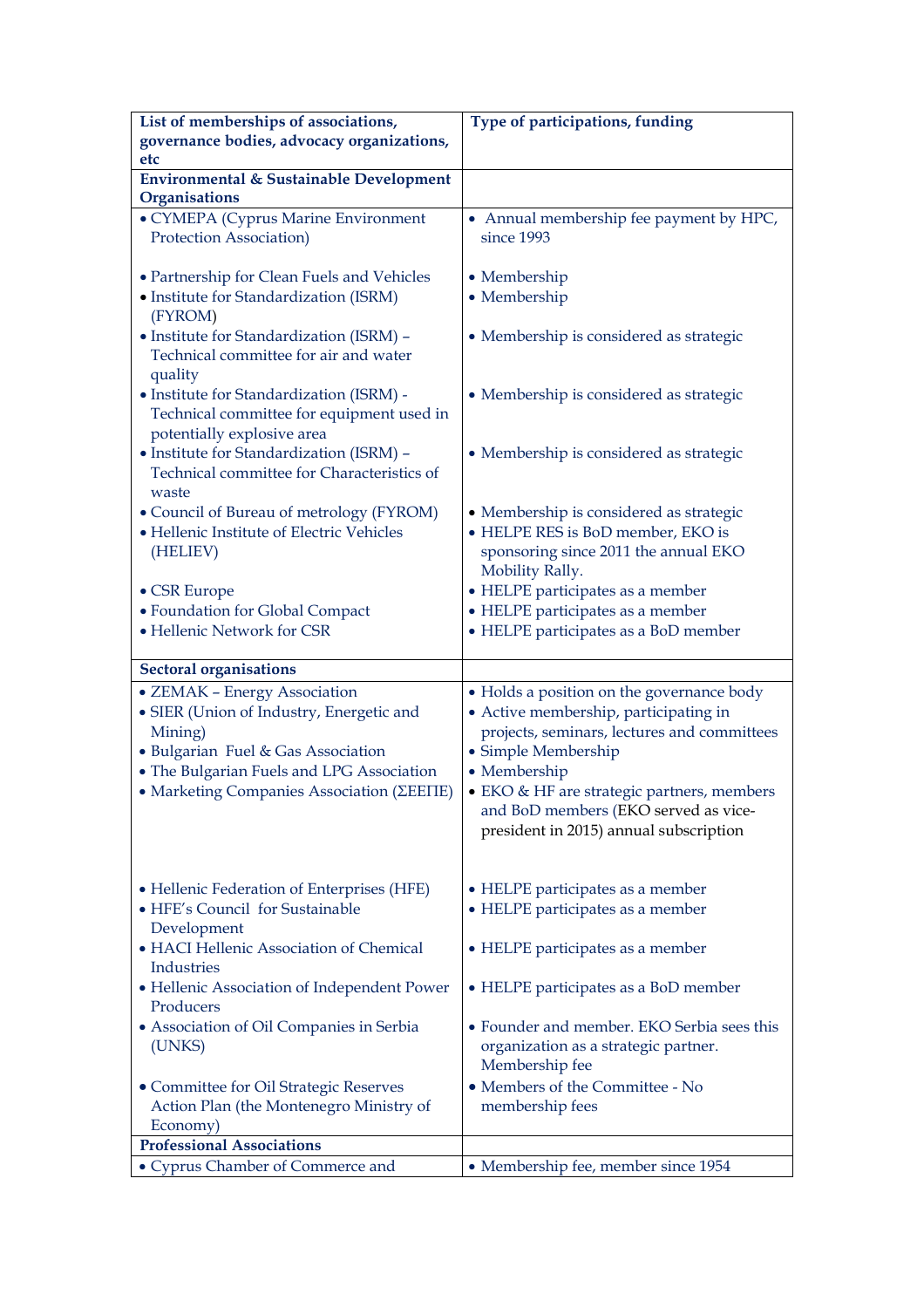| List of memberships of associations, governance bodies, advocacy organizations, etc | Type of participations, funding |
|---|---|
| **Environmental & Sustainable Development Organisations** | |
| • CYMEPA (Cyprus Marine Environment Protection Association) | • Annual membership fee payment by HPC, since 1993 |
| • Partnership for Clean Fuels and Vehicles | • Membership |
| • Institute for Standardization (ISRM) (FYROM) | • Membership |
| • Institute for Standardization (ISRM) – Technical committee for air and water quality | • Membership is considered as strategic |
| • Institute for Standardization (ISRM) - Technical committee for equipment used in potentially explosive area | • Membership is considered as strategic |
| • Institute for Standardization (ISRM) – Technical committee for Characteristics of waste | • Membership is considered as strategic |
| • Council of Bureau of metrology (FYROM) | • Membership is considered as strategic |
| • Hellenic Institute of Electric Vehicles (HELIEV) | • HELPE RES is BoD member, EKO is sponsoring since 2011 the annual EKO Mobility Rally. |
| • CSR Europe | • HELPE participates as a member |
| • Foundation for Global Compact | • HELPE participates as a member |
| • Hellenic Network for CSR | • HELPE participates as a BoD member |
| **Sectoral organisations** | |
| • ZEMAK – Energy Association | • Holds a position on the governance body |
| • SIER (Union of Industry, Energetic and Mining) | • Active membership, participating in projects, seminars, lectures and committees |
| • Bulgarian Fuel & Gas Association | • Simple Membership |
| • The Bulgarian Fuels and LPG Association | • Membership |
| • Marketing Companies Association (ΣΕΕΠΕ) | • EKO & HF are strategic partners, members and BoD members (EKO served as vice-president in 2015) annual subscription |
| • Hellenic Federation of Enterprises (HFE) | • HELPE participates as a member |
| • HFE's Council for Sustainable Development | • HELPE participates as a member |
| • HACI Hellenic Association of Chemical Industries | • HELPE participates as a member |
| • Hellenic Association of Independent Power Producers | • HELPE participates as a BoD member |
| • Association of Oil Companies in Serbia (UNKS) | • Founder and member. EKO Serbia sees this organization as a strategic partner. Membership fee |
| • Committee for Oil Strategic Reserves Action Plan (the Montenegro Ministry of Economy) | • Members of the Committee - No membership fees |
| **Professional Associations** | |
| • Cyprus Chamber of Commerce and | • Membership fee, member since 1954 |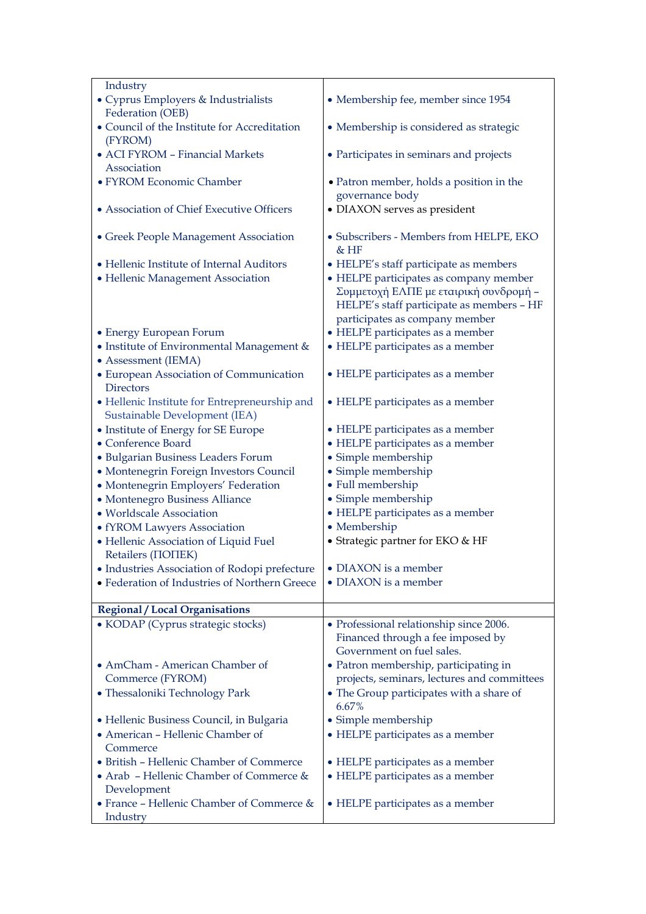| Industry | |
|---|---|
| • Cyprus Employers & Industrialists Federation (OEB) | • Membership fee, member since 1954 |
| • Council of the Institute for Accreditation (FYROM) | • Membership is considered as strategic |
| • ACI FYROM – Financial Markets Association | • Participates in seminars and projects |
| • FYROM Economic Chamber | • Patron member, holds a position in the governance body |
| • Association of Chief Executive Officers | • DIAXON serves as president |
| • Greek People Management Association | • Subscribers - Members from HELPE, EKO & HF |
| • Hellenic Institute of Internal Auditors | • HELPE's staff participate as members |
| • Hellenic Management Association | • HELPE participates as company member Συμμετοχή ΕΛΠΕ με εταιρική συνδρομή – HELPE's staff participate as members – HF participates as company member |
| • Energy European Forum | • HELPE participates as a member |
| • Institute of Environmental Management & • Assessment (IEMA) | • HELPE participates as a member |
| • European Association of Communication Directors | • HELPE participates as a member |
| • Hellenic Institute for Entrepreneurship and Sustainable Development (IEA) | • HELPE participates as a member |
| • Institute of Energy for SE Europe | • HELPE participates as a member |
| • Conference Board | • HELPE participates as a member |
| • Bulgarian Business Leaders Forum | • Simple membership |
| • Montenegrin Foreign Investors Council | • Simple membership |
| • Montenegrin Employers' Federation | • Full membership |
| • Montenegro Business Alliance | • Simple membership |
| • Worldscale Association | • HELPE participates as a member |
| • fYROM Lawyers Association | • Membership |
| • Hellenic Association of Liquid Fuel Retailers (ΠΟΠΕΚ) | • Strategic partner for EKO & HF |
| • Industries Association of Rodopi prefecture | • DIAXON is a member |
| • Federation of Industries of Northern Greece | • DIAXON is a member |
| **Regional / Local Organisations** | |
| • KODAP (Cyprus strategic stocks) | • Professional relationship since 2006. Financed through a fee imposed by Government on fuel sales. |
| • AmCham - American Chamber of Commerce (FYROM) | • Patron membership, participating in projects, seminars, lectures and committees |
| • Thessaloniki Technology Park | • The Group participates with a share of 6.67% |
| • Hellenic Business Council, in Bulgaria | • Simple membership |
| • American – Hellenic Chamber of Commerce | • HELPE participates as a member |
| • British – Hellenic Chamber of Commerce | • HELPE participates as a member |
| • Arab – Hellenic Chamber of Commerce & Development | • HELPE participates as a member |
| • France – Hellenic Chamber of Commerce & Industry | • HELPE participates as a member |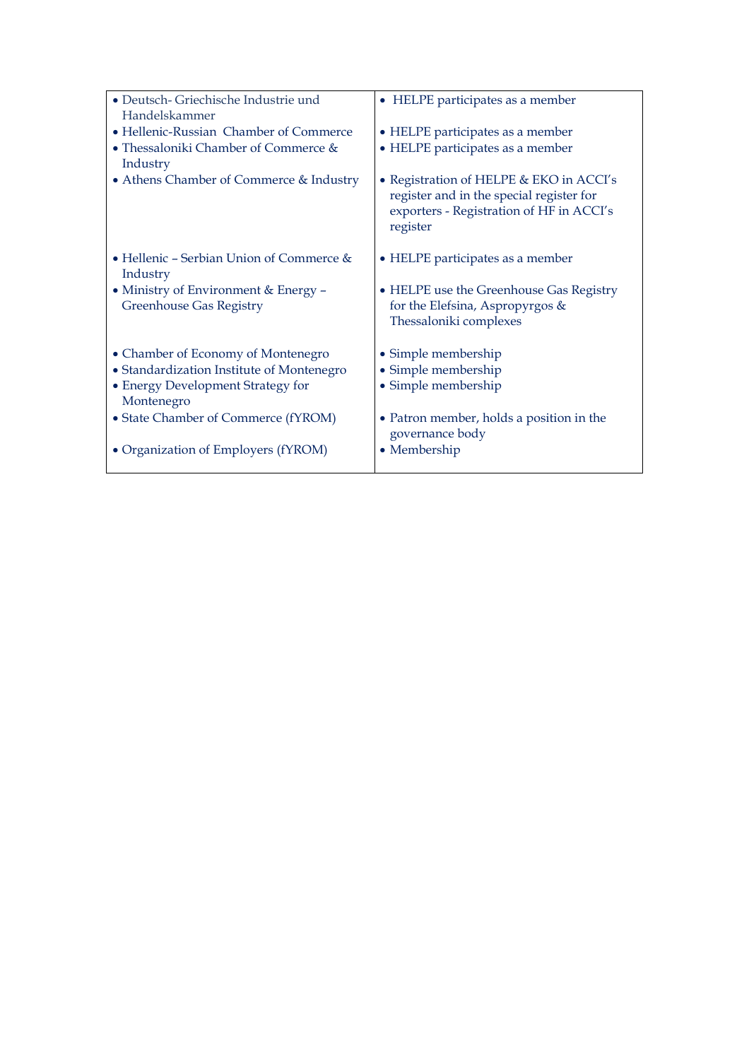| | |
|---|---|
| • Deutsch- Griechische Industrie und Handelskammer | • HELPE participates as a member |
| • Hellenic-Russian Chamber of Commerce | • HELPE participates as a member |
| • Thessaloniki Chamber of Commerce & Industry | • HELPE participates as a member |
| • Athens Chamber of Commerce & Industry | • Registration of HELPE & EKO in ACCI's register and in the special register for exporters - Registration of HF in ACCI's register |
| • Hellenic – Serbian Union of Commerce & Industry | • HELPE participates as a member |
| • Ministry of Environment & Energy – Greenhouse Gas Registry | • HELPE use the Greenhouse Gas Registry for the Elefsina, Aspropyrgos & Thessaloniki complexes |
| • Chamber of Economy of Montenegro | • Simple membership |
| • Standardization Institute of Montenegro | • Simple membership |
| • Energy Development Strategy for Montenegro | • Simple membership |
| • State Chamber of Commerce (fYROM) | • Patron member, holds a position in the governance body |
| • Organization of Employers (fYROM) | • Membership |